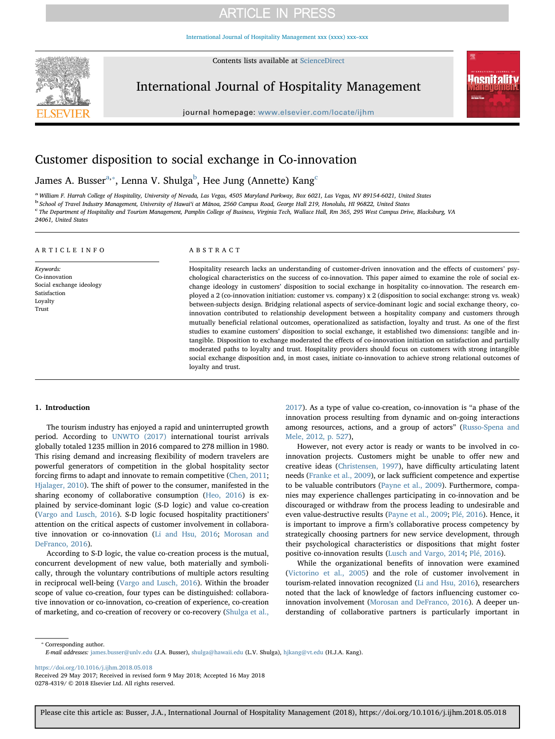# Customer disposition to social exchange in Co-innovation

James A. Busser[a,*], Lenna V. Shulga[b], Hee Jung (Annette) Kang[c]

[a] William F. Harrah College of Hospitality, University of Nevada, Las Vegas, 4505 Maryland Parkway, Box 6021, Las Vegas, NV 89154-6021, United States
[b] School of Travel Industry Management, University of Hawai'i at Mānoa, 2560 Campus Road, George Hall 219, Honolulu, HI 96822, United States
[c] The Department of Hospitality and Tourism Management, Pamplin College of Business, Virginia Tech, Wallace Hall, Rm 365, 295 West Campus Drive, Blacksburg, VA 24061, United States

## ARTICLE INFO

*Keywords:*
Co-innovation
Social exchange ideology
Satisfaction
Loyalty
Trust

## ABSTRACT

Hospitality research lacks an understanding of customer-driven innovation and the effects of customers' psychological characteristics on the success of co-innovation. This paper aimed to examine the role of social exchange ideology in customers' disposition to social exchange in hospitality co-innovation. The research employed a 2 (co-innovation initiation: customer vs. company) x 2 (disposition to social exchange: strong vs. weak) between-subjects design. Bridging relational aspects of service-dominant logic and social exchange theory, co-innovation contributed to relationship development between a hospitality company and customers through mutually beneficial relational outcomes, operationalized as satisfaction, loyalty and trust. As one of the first studies to examine customers' disposition to social exchange, it established two dimensions: tangible and intangible. Disposition to exchange moderated the effects of co-innovation initiation on satisfaction and partially moderated paths to loyalty and trust. Hospitality providers should focus on customers with strong intangible social exchange disposition and, in most cases, initiate co-innovation to achieve strong relational outcomes of loyalty and trust.

## 1. Introduction

The tourism industry has enjoyed a rapid and uninterrupted growth period. According to UNWTO (2017) international tourist arrivals globally totaled 1235 million in 2016 compared to 278 million in 1980. This rising demand and increasing flexibility of modern travelers are powerful generators of competition in the global hospitality sector forcing firms to adapt and innovate to remain competitive (Chen, 2011; Hjalager, 2010). The shift of power to the consumer, manifested in the sharing economy of collaborative consumption (Heo, 2016) is explained by service-dominant logic (S-D logic) and value co-creation (Vargo and Lusch, 2016). S-D logic focused hospitality practitioners' attention on the critical aspects of customer involvement in collaborative innovation or co-innovation (Li and Hsu, 2016; Morosan and DeFranco, 2016).

According to S-D logic, the value co-creation process is the mutual, concurrent development of new value, both materially and symbolically, through the voluntary contributions of multiple actors resulting in reciprocal well-being (Vargo and Lusch, 2016). Within the broader scope of value co-creation, four types can be distinguished: collaborative innovation or co-innovation, co-creation of experience, co-creation of marketing, and co-creation of recovery or co-recovery (Shulga et al., 2017). As a type of value co-creation, co-innovation is "a phase of the innovation process resulting from dynamic and on-going interactions among resources, actions, and a group of actors" (Russo-Spena and Mele, 2012, p. 527),

However, not every actor is ready or wants to be involved in co-innovation projects. Customers might be unable to offer new and creative ideas (Christensen, 1997), have difficulty articulating latent needs (Franke et al., 2009), or lack sufficient competence and expertise to be valuable contributors (Payne et al., 2009). Furthermore, companies may experience challenges participating in co-innovation and be discouraged or withdraw from the process leading to undesirable and even value-destructive results (Payne et al., 2009; Plé, 2016). Hence, it is important to improve a firm's collaborative process competency by strategically choosing partners for new service development, through their psychological characteristics or dispositions that might foster positive co-innovation results (Lusch and Vargo, 2014; Plé, 2016).

While the organizational benefits of innovation were examined (Victorino et al., 2005) and the role of customer involvement in tourism-related innovation recognized (Li and Hsu, 2016), researchers noted that the lack of knowledge of factors influencing customer co-innovation involvement (Morosan and DeFranco, 2016). A deeper understanding of collaborative partners is particularly important in

* Corresponding author.
*E-mail addresses:* james.busser@unlv.edu (J.A. Busser), shulga@hawaii.edu (L.V. Shulga), hjkang@vt.edu (H.J.A. Kang).

https://doi.org/10.1016/j.ijhm.2018.05.018
Received 29 May 2017; Received in revised form 9 May 2018; Accepted 16 May 2018
0278-4319/ © 2018 Elsevier Ltd. All rights reserved.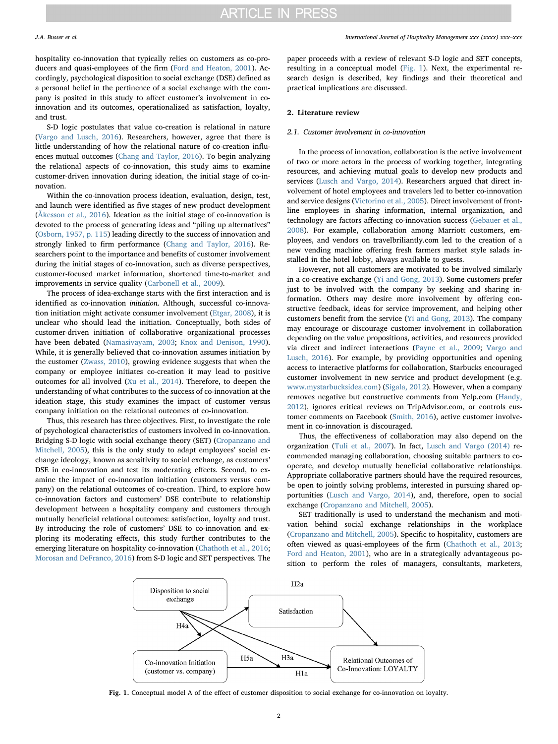hospitality co-innovation that typically relies on customers as co-producers and quasi-employees of the firm (Ford and Heaton, 2001). Accordingly, psychological disposition to social exchange (DSE) defined as a personal belief in the pertinence of a social exchange with the company is posited in this study to affect customer's involvement in co-innovation and its outcomes, operationalized as satisfaction, loyalty, and trust.

S-D logic postulates that value co-creation is relational in nature (Vargo and Lusch, 2016). Researchers, however, agree that there is little understanding of how the relational nature of co-creation influences mutual outcomes (Chang and Taylor, 2016). To begin analyzing the relational aspects of co-innovation, this study aims to examine customer-driven innovation during ideation, the initial stage of co-innovation.

Within the co-innovation process ideation, evaluation, design, test, and launch were identified as five stages of new product development (Åkesson et al., 2016). Ideation as the initial stage of co-innovation is devoted to the process of generating ideas and "piling up alternatives" (Osborn, 1957, p. 115) leading directly to the success of innovation and strongly linked to firm performance (Chang and Taylor, 2016). Researchers point to the importance and benefits of customer involvement during the initial stages of co-innovation, such as diverse perspectives, customer-focused market information, shortened time-to-market and improvements in service quality (Carbonell et al., 2009).

The process of idea-exchange starts with the first interaction and is identified as co-innovation *initiation*. Although, successful co-innovation initiation might activate consumer involvement (Etgar, 2008), it is unclear who should lead the initiation. Conceptually, both sides of customer-driven initiation of collaborative organizational processes have been debated (Namasivayam, 2003; Knox and Denison, 1990). While, it is generally believed that co-innovation assumes initiation by the customer (Zwass, 2010), growing evidence suggests that when the company or employee initiates co-creation it may lead to positive outcomes for all involved (Xu et al., 2014). Therefore, to deepen the understanding of what contributes to the success of co-innovation at the ideation stage, this study examines the impact of customer versus company initiation on the relational outcomes of co-innovation.

Thus, this research has three objectives. First, to investigate the role of psychological characteristics of customers involved in co-innovation. Bridging S-D logic with social exchange theory (SET) (Cropanzano and Mitchell, 2005), this is the only study to adapt employees' social exchange ideology, known as sensitivity to social exchange, as customers' DSE in co-innovation and test its moderating effects. Second, to examine the impact of co-innovation initiation (customers versus company) on the relational outcomes of co-creation. Third, to explore how co-innovation factors and customers' DSE contribute to relationship development between a hospitality company and customers through mutually beneficial relational outcomes: satisfaction, loyalty and trust. By introducing the role of customers' DSE to co-innovation and exploring its moderating effects, this study further contributes to the emerging literature on hospitality co-innovation (Chathoth et al., 2016; Morosan and DeFranco, 2016) from S-D logic and SET perspectives. The paper proceeds with a review of relevant S-D logic and SET concepts, resulting in a conceptual model (Fig. 1). Next, the experimental research design is described, key findings and their theoretical and practical implications are discussed.

## 2. Literature review

### 2.1. Customer involvement in co-innovation

In the process of innovation, collaboration is the active involvement of two or more actors in the process of working together, integrating resources, and achieving mutual goals to develop new products and services (Lusch and Vargo, 2014). Researchers argued that direct involvement of hotel employees and travelers led to better co-innovation and service designs (Victorino et al., 2005). Direct involvement of front-line employees in sharing information, internal organization, and technology are factors affecting co-innovation success (Gebauer et al., 2008). For example, collaboration among Marriott customers, employees, and vendors on travelbriliantly.com led to the creation of a new vending machine offering fresh farmers market style salads installed in the hotel lobby, always available to guests.

However, not all customers are motivated to be involved similarly in a co-creative exchange (Yi and Gong, 2013). Some customers prefer just to be involved with the company by seeking and sharing information. Others may desire more involvement by offering constructive feedback, ideas for service improvement, and helping other customers benefit from the service (Yi and Gong, 2013). The company may encourage or discourage customer involvement in collaboration depending on the value propositions, activities, and resources provided via direct and indirect interactions (Payne et al., 2009; Vargo and Lusch, 2016). For example, by providing opportunities and opening access to interactive platforms for collaboration, Starbucks encouraged customer involvement in new service and product development (e.g. www.mystarbucksidea.com) (Sigala, 2012). However, when a company removes negative but constructive comments from Yelp.com (Handy, 2012), ignores critical reviews on TripAdvisor.com, or controls customer comments on Facebook (Smith, 2016), active customer involvement in co-innovation is discouraged.

Thus, the effectiveness of collaboration may also depend on the organization (Tuli et al., 2007). In fact, Lusch and Vargo (2014) recommended managing collaboration, choosing suitable partners to cooperate, and develop mutually beneficial collaborative relationships. Appropriate collaborative partners should have the required resources, be open to jointly solving problems, interested in pursuing shared opportunities (Lusch and Vargo, 2014), and, therefore, open to social exchange (Cropanzano and Mitchell, 2005).

SET traditionally is used to understand the mechanism and motivation behind social exchange relationships in the workplace (Cropanzano and Mitchell, 2005). Specific to hospitality, customers are often viewed as quasi-employees of the firm (Chathoth et al., 2013; Ford and Heaton, 2001), who are in a strategically advantageous position to perform the roles of managers, consultants, marketers,

**Fig. 1.** Conceptual model A of the effect of customer disposition to social exchange for co-innovation on loyalty.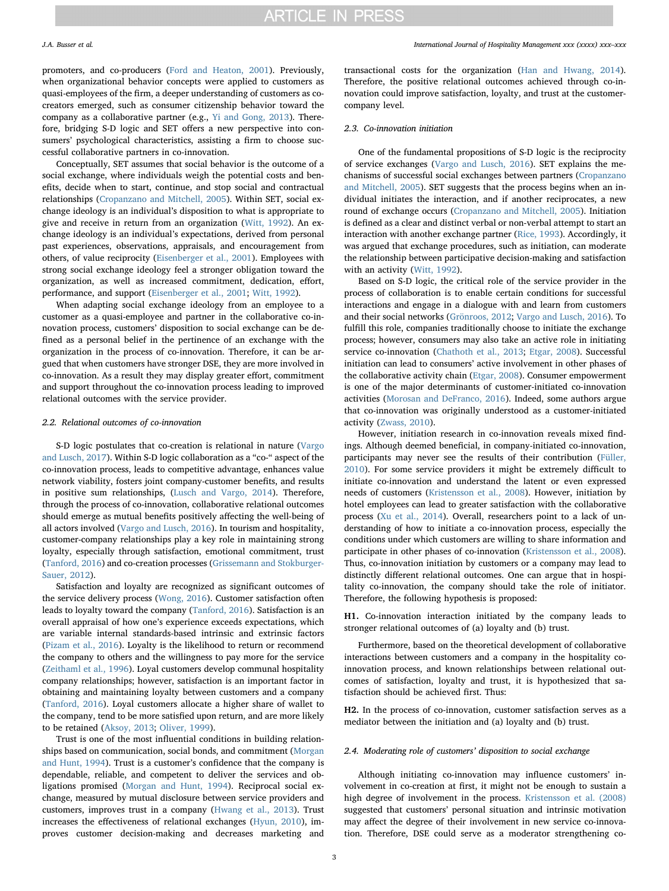promoters, and co-producers (Ford and Heaton, 2001). Previously, when organizational behavior concepts were applied to customers as quasi-employees of the firm, a deeper understanding of customers as co-creators emerged, such as consumer citizenship behavior toward the company as a collaborative partner (e.g., Yi and Gong, 2013). Therefore, bridging S-D logic and SET offers a new perspective into consumers' psychological characteristics, assisting a firm to choose successful collaborative partners in co-innovation.

Conceptually, SET assumes that social behavior is the outcome of a social exchange, where individuals weigh the potential costs and benefits, decide when to start, continue, and stop social and contractual relationships (Cropanzano and Mitchell, 2005). Within SET, social exchange ideology is an individual's disposition to what is appropriate to give and receive in return from an organization (Witt, 1992). An exchange ideology is an individual's expectations, derived from personal past experiences, observations, appraisals, and encouragement from others, of value reciprocity (Eisenberger et al., 2001). Employees with strong social exchange ideology feel a stronger obligation toward the organization, as well as increased commitment, dedication, effort, performance, and support (Eisenberger et al., 2001; Witt, 1992).

When adapting social exchange ideology from an employee to a customer as a quasi-employee and partner in the collaborative co-innovation process, customers' disposition to social exchange can be defined as a personal belief in the pertinence of an exchange with the organization in the process of co-innovation. Therefore, it can be argued that when customers have stronger DSE, they are more involved in co-innovation. As a result they may display greater effort, commitment and support throughout the co-innovation process leading to improved relational outcomes with the service provider.

### 2.2. Relational outcomes of co-innovation

S-D logic postulates that co-creation is relational in nature (Vargo and Lusch, 2017). Within S-D logic collaboration as a "co-" aspect of the co-innovation process, leads to competitive advantage, enhances value network viability, fosters joint company-customer benefits, and results in positive sum relationships, (Lusch and Vargo, 2014). Therefore, through the process of co-innovation, collaborative relational outcomes should emerge as mutual benefits positively affecting the well-being of all actors involved (Vargo and Lusch, 2016). In tourism and hospitality, customer-company relationships play a key role in maintaining strong loyalty, especially through satisfaction, emotional commitment, trust (Tanford, 2016) and co-creation processes (Grissemann and Stokburger-Sauer, 2012).

Satisfaction and loyalty are recognized as significant outcomes of the service delivery process (Wong, 2016). Customer satisfaction often leads to loyalty toward the company (Tanford, 2016). Satisfaction is an overall appraisal of how one's experience exceeds expectations, which are variable internal standards-based intrinsic and extrinsic factors (Pizam et al., 2016). Loyalty is the likelihood to return or recommend the company to others and the willingness to pay more for the service (Zeithaml et al., 1996). Loyal customers develop communal hospitality company relationships; however, satisfaction is an important factor in obtaining and maintaining loyalty between customers and a company (Tanford, 2016). Loyal customers allocate a higher share of wallet to the company, tend to be more satisfied upon return, and are more likely to be retained (Aksoy, 2013; Oliver, 1999).

Trust is one of the most influential conditions in building relationships based on communication, social bonds, and commitment (Morgan and Hunt, 1994). Trust is a customer's confidence that the company is dependable, reliable, and competent to deliver the services and obligations promised (Morgan and Hunt, 1994). Reciprocal social exchange, measured by mutual disclosure between service providers and customers, improves trust in a company (Hwang et al., 2013). Trust increases the effectiveness of relational exchanges (Hyun, 2010), improves customer decision-making and decreases marketing and transactional costs for the organization (Han and Hwang, 2014). Therefore, the positive relational outcomes achieved through co-innovation could improve satisfaction, loyalty, and trust at the customer-company level.

### 2.3. Co-innovation initiation

One of the fundamental propositions of S-D logic is the reciprocity of service exchanges (Vargo and Lusch, 2016). SET explains the mechanisms of successful social exchanges between partners (Cropanzano and Mitchell, 2005). SET suggests that the process begins when an individual initiates the interaction, and if another reciprocates, a new round of exchange occurs (Cropanzano and Mitchell, 2005). Initiation is defined as a clear and distinct verbal or non-verbal attempt to start an interaction with another exchange partner (Rice, 1993). Accordingly, it was argued that exchange procedures, such as initiation, can moderate the relationship between participative decision-making and satisfaction with an activity (Witt, 1992).

Based on S-D logic, the critical role of the service provider in the process of collaboration is to enable certain conditions for successful interactions and engage in a dialogue with and learn from customers and their social networks (Grönroos, 2012; Vargo and Lusch, 2016). To fulfill this role, companies traditionally choose to initiate the exchange process; however, consumers may also take an active role in initiating service co-innovation (Chathoth et al., 2013; Etgar, 2008). Successful initiation can lead to consumers' active involvement in other phases of the collaborative activity chain (Etgar, 2008). Consumer empowerment is one of the major determinants of customer-initiated co-innovation activities (Morosan and DeFranco, 2016). Indeed, some authors argue that co-innovation was originally understood as a customer-initiated activity (Zwass, 2010).

However, initiation research in co-innovation reveals mixed findings. Although deemed beneficial, in company-initiated co-innovation, participants may never see the results of their contribution (Füller, 2010). For some service providers it might be extremely difficult to initiate co-innovation and understand the latent or even expressed needs of customers (Kristensson et al., 2008). However, initiation by hotel employees can lead to greater satisfaction with the collaborative process (Xu et al., 2014). Overall, researchers point to a lack of understanding of how to initiate a co-innovation process, especially the conditions under which customers are willing to share information and participate in other phases of co-innovation (Kristensson et al., 2008). Thus, co-innovation initiation by customers or a company may lead to distinctly different relational outcomes. One can argue that in hospitality co-innovation, the company should take the role of initiator. Therefore, the following hypothesis is proposed:

**H1.** Co-innovation interaction initiated by the company leads to stronger relational outcomes of (a) loyalty and (b) trust.

Furthermore, based on the theoretical development of collaborative interactions between customers and a company in the hospitality co-innovation process, and known relationships between relational outcomes of satisfaction, loyalty and trust, it is hypothesized that satisfaction should be achieved first. Thus:

**H2.** In the process of co-innovation, customer satisfaction serves as a mediator between the initiation and (a) loyalty and (b) trust.

### 2.4. Moderating role of customers' disposition to social exchange

Although initiating co-innovation may influence customers' involvement in co-creation at first, it might not be enough to sustain a high degree of involvement in the process. Kristensson et al. (2008) suggested that customers' personal situation and intrinsic motivation may affect the degree of their involvement in new service co-innovation. Therefore, DSE could serve as a moderator strengthening co-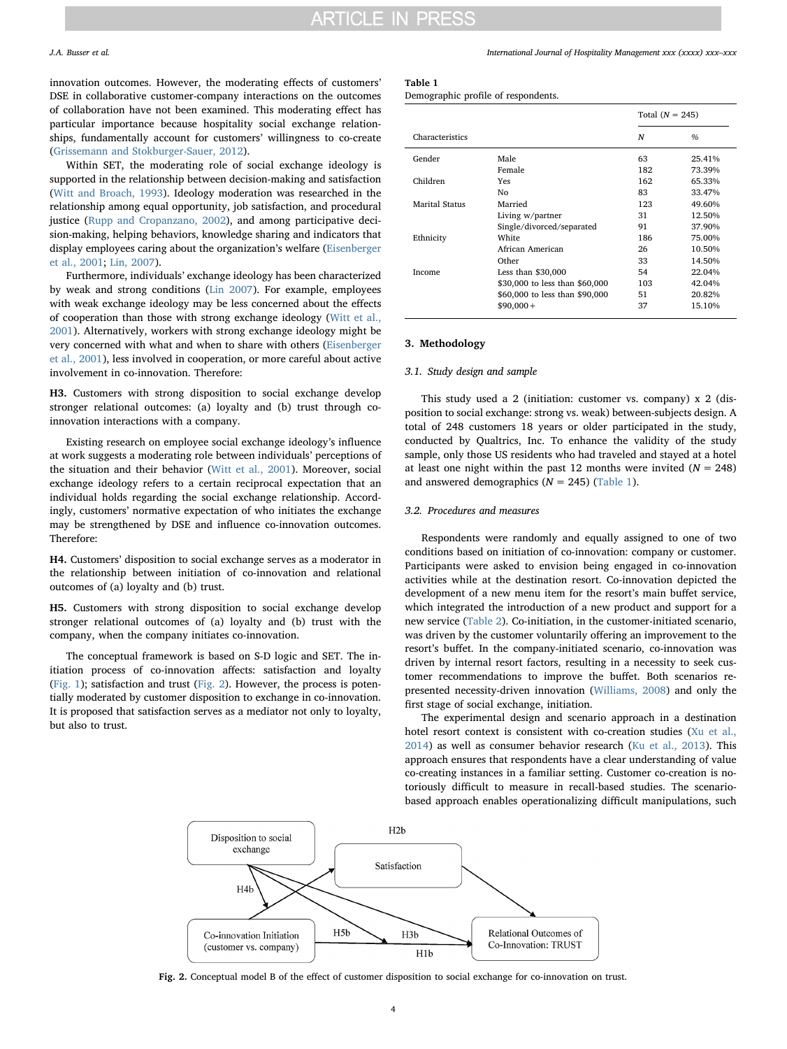innovation outcomes. However, the moderating effects of customers' DSE in collaborative customer-company interactions on the outcomes of collaboration have not been examined. This moderating effect has particular importance because hospitality social exchange relationships, fundamentally account for customers' willingness to co-create (Grissemann and Stokburger-Sauer, 2012).

Within SET, the moderating role of social exchange ideology is supported in the relationship between decision-making and satisfaction (Witt and Broach, 1993). Ideology moderation was researched in the relationship among equal opportunity, job satisfaction, and procedural justice (Rupp and Cropanzano, 2002), and among participative decision-making, helping behaviors, knowledge sharing and indicators that display employees caring about the organization's welfare (Eisenberger et al., 2001; Lin, 2007).

Furthermore, individuals' exchange ideology has been characterized by weak and strong conditions (Lin 2007). For example, employees with weak exchange ideology may be less concerned about the effects of cooperation than those with strong exchange ideology (Witt et al., 2001). Alternatively, workers with strong exchange ideology might be very concerned with what and when to share with others (Eisenberger et al., 2001), less involved in cooperation, or more careful about active involvement in co-innovation. Therefore:

**H3.** Customers with strong disposition to social exchange develop stronger relational outcomes: (a) loyalty and (b) trust through co-innovation interactions with a company.

Existing research on employee social exchange ideology's influence at work suggests a moderating role between individuals' perceptions of the situation and their behavior (Witt et al., 2001). Moreover, social exchange ideology refers to a certain reciprocal expectation that an individual holds regarding the social exchange relationship. Accordingly, customers' normative expectation of who initiates the exchange may be strengthened by DSE and influence co-innovation outcomes. Therefore:

**H4.** Customers' disposition to social exchange serves as a moderator in the relationship between initiation of co-innovation and relational outcomes of (a) loyalty and (b) trust.

**H5.** Customers with strong disposition to social exchange develop stronger relational outcomes of (a) loyalty and (b) trust with the company, when the company initiates co-innovation.

The conceptual framework is based on S-D logic and SET. The initiation process of co-innovation affects: satisfaction and loyalty (Fig. 1); satisfaction and trust (Fig. 2). However, the process is potentially moderated by customer disposition to exchange in co-innovation. It is proposed that satisfaction serves as a mediator not only to loyalty, but also to trust.

**Table 1**
Demographic profile of respondents.

| Characteristics | | Total (N = 245) | |
|---|---|---|---|
| | | N | % |
| Gender | Male | 63 | 25.41% |
| | Female | 182 | 73.39% |
| Children | Yes | 162 | 65.33% |
| | No | 83 | 33.47% |
| Marital Status | Married | 123 | 49.60% |
| | Living w/partner | 31 | 12.50% |
| | Single/divorced/separated | 91 | 37.90% |
| Ethnicity | White | 186 | 75.00% |
| | African American | 26 | 10.50% |
| | Other | 33 | 14.50% |
| Income | Less than $30,000 | 54 | 22.04% |
| | $30,000 to less than $60,000 | 103 | 42.04% |
| | $60,000 to less than $90,000 | 51 | 20.82% |
| | $90,000+ | 37 | 15.10% |

## 3. Methodology

### 3.1. Study design and sample

This study used a 2 (initiation: customer vs. company) x 2 (disposition to social exchange: strong vs. weak) between-subjects design. A total of 248 customers 18 years or older participated in the study, conducted by Qualtrics, Inc. To enhance the validity of the study sample, only those US residents who had traveled and stayed at a hotel at least one night within the past 12 months were invited (N = 248) and answered demographics (N = 245) (Table 1).

### 3.2. Procedures and measures

Respondents were randomly and equally assigned to one of two conditions based on initiation of co-innovation: company or customer. Participants were asked to envision being engaged in co-innovation activities while at the destination resort. Co-innovation depicted the development of a new menu item for the resort's main buffet service, which integrated the introduction of a new product and support for a new service (Table 2). Co-initiation, in the customer-initiated scenario, was driven by the customer voluntarily offering an improvement to the resort's buffet. In the company-initiated scenario, co-innovation was driven by internal resort factors, resulting in a necessity to seek customer recommendations to improve the buffet. Both scenarios represented necessity-driven innovation (Williams, 2008) and only the first stage of social exchange, initiation.

The experimental design and scenario approach in a destination hotel resort context is consistent with co-creation studies (Xu et al., 2014) as well as consumer behavior research (Ku et al., 2013). This approach ensures that respondents have a clear understanding of value co-creating instances in a familiar setting. Customer co-creation is notoriously difficult to measure in recall-based studies. The scenario-based approach enables operationalizing difficult manipulations, such

**Fig. 2.** Conceptual model B of the effect of customer disposition to social exchange for co-innovation on trust.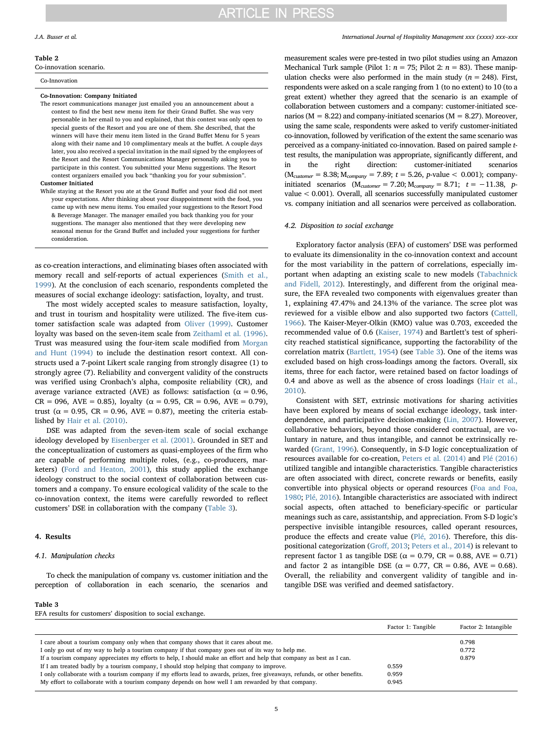**Table 2**
Co-innovation scenario.

| Co-Innovation |
|---|
| **Co-Innovation: Company Initiated** |
| The resort communications manager just emailed you an announcement about a contest to find the best new menu item for their Grand Buffet. She was very personable in her email to you and explained, that this contest was only open to special guests of the Resort and you are one of them. She described, that the winners will have their menu item listed in the Grand Buffet Menu for 5 years along with their name and 10 complimentary meals at the buffet. A couple days later, you also received a special invitation in the mail signed by the employees of the Resort and the Resort Communications Manager personally asking you to participate in this contest. You submitted your Menu suggestions. The Resort contest organizers emailed you back "thanking you for your submission". |
| **Customer Initiated** |
| While staying at the Resort you ate at the Grand Buffet and your food did not meet your expectations. After thinking about your disappointment with the food, you came up with new menu items. You emailed your suggestions to the Resort Food & Beverage Manager. The manager emailed you back thanking you for your suggestions. The manager also mentioned that they were developing new seasonal menus for the Grand Buffet and included your suggestions for further consideration. |

as co-creation interactions, and eliminating biases often associated with memory recall and self-reports of actual experiences (Smith et al., 1999). At the conclusion of each scenario, respondents completed the measures of social exchange ideology: satisfaction, loyalty, and trust.

The most widely accepted scales to measure satisfaction, loyalty, and trust in tourism and hospitality were utilized. The five-item customer satisfaction scale was adapted from Oliver (1999). Customer loyalty was based on the seven-item scale from Zeithaml et al. (1996). Trust was measured using the four-item scale modified from Morgan and Hunt (1994) to include the destination resort context. All constructs used a 7-point Likert scale ranging from strongly disagree (1) to strongly agree (7). Reliability and convergent validity of the constructs was verified using Cronbach's alpha, composite reliability (CR), and average variance extracted (AVE) as follows: satisfaction (α = 0.96, CR = 096, AVE = 0.85), loyalty (α = 0.95, CR = 0.96, AVE = 0.79), trust (α = 0.95, CR = 0.96, AVE = 0.87), meeting the criteria established by Hair et al. (2010).

DSE was adapted from the seven-item scale of social exchange ideology developed by Eisenberger et al. (2001). Grounded in SET and the conceptualization of customers as quasi-employees of the firm who are capable of performing multiple roles, (e.g., co-producers, marketers) (Ford and Heaton, 2001), this study applied the exchange ideology construct to the social context of collaboration between customers and a company. To ensure ecological validity of the scale to the co-innovation context, the items were carefully reworded to reflect customers' DSE in collaboration with the company (Table 3).

## 4. Results

### 4.1. Manipulation checks

To check the manipulation of company vs. customer initiation and the perception of collaboration in each scenario, the scenarios and measurement scales were pre-tested in two pilot studies using an Amazon Mechanical Turk sample (Pilot 1: $n = 75$; Pilot 2: $n = 83$). These manipulation checks were also performed in the main study ($n = 248$). First, respondents were asked on a scale ranging from 1 (to no extent) to 10 (to a great extent) whether they agreed that the scenario is an example of collaboration between customers and a company: customer-initiated scenarios (M = 8.22) and company-initiated scenarios (M = 8.27). Moreover, using the same scale, respondents were asked to verify customer-initiated co-innovation, followed by verification of the extent the same scenario was perceived as a company-initiated co-innovation. Based on paired sample *t*-test results, the manipulation was appropriate, significantly different, and in the right direction: customer-initiated scenarios ($M_{customer} = 8.38$; $M_{company} = 7.89$; $t = 5.26$, $p$-value $< 0.001$); company-initiated scenarios ($M_{customer} = 7.20$; $M_{company} = 8.71$; $t = -11.38$, $p$-value $< 0.001$). Overall, all scenarios successfully manipulated customer vs. company initiation and all scenarios were perceived as collaboration.

### 4.2. Disposition to social exchange

Exploratory factor analysis (EFA) of customers' DSE was performed to evaluate its dimensionality in the co-innovation context and account for the most variability in the pattern of correlations, especially important when adapting an existing scale to new models (Tabachnick and Fidell, 2012). Interestingly, and different from the original measure, the EFA revealed two components with eigenvalues greater than 1, explaining 47.47% and 24.13% of the variance. The scree plot was reviewed for a visible elbow and also supported two factors (Cattell, 1966). The Kaiser-Meyer-Olkin (KMO) value was 0.703, exceeded the recommended value of 0.6 (Kaiser, 1974) and Bartlett's test of sphericity reached statistical significance, supporting the factorability of the correlation matrix (Bartlett, 1954) (see Table 3). One of the items was excluded based on high cross-loadings among the factors. Overall, six items, three for each factor, were retained based on factor loadings of 0.4 and above as well as the absence of cross loadings (Hair et al., 2010).

Consistent with SET, extrinsic motivations for sharing activities have been explored by means of social exchange ideology, task interdependence, and participative decision-making (Lin, 2007). However, collaborative behaviors, beyond those considered contractual, are voluntary in nature, and thus intangible, and cannot be extrinsically rewarded (Grant, 1996). Consequently, in S-D logic conceptualization of resources available for co-creation, Peters et al. (2014) and Plé (2016) utilized tangible and intangible characteristics. Tangible characteristics are often associated with direct, concrete rewards or benefits, easily convertible into physical objects or operand resources (Foa and Foa, 1980; Plé, 2016). Intangible characteristics are associated with indirect social aspects, often attached to beneficiary-specific or particular meanings such as care, assistantship, and appreciation. From S-D logic's perspective invisible intangible resources, called operant resources, produce the effects and create value (Plé, 2016). Therefore, this dispositional categorization (Groff, 2013; Peters et al., 2014) is relevant to represent factor 1 as tangible DSE (α = 0.79, CR = 0.88, AVE = 0.71) and factor 2 as intangible DSE (α = 0.77, CR = 0.86, AVE = 0.68). Overall, the reliability and convergent validity of tangible and intangible DSE was verified and deemed satisfactory.

**Table 3**
EFA results for customers' disposition to social exchange.

| | Factor 1: Tangible | Factor 2: Intangible |
|---|---|---|
| I care about a tourism company only when that company shows that it cares about me. | | 0.798 |
| I only go out of my way to help a tourism company if that company goes out of its way to help me. | | 0.772 |
| If a tourism company appreciates my efforts to help, I should make an effort and help that company as best as I can. | | 0.879 |
| If I am treated badly by a tourism company, I should stop helping that company to improve. | 0.559 | |
| I only collaborate with a tourism company if my efforts lead to awards, prizes, free giveaways, refunds, or other benefits. | 0.959 | |
| My effort to collaborate with a tourism company depends on how well I am rewarded by that company. | 0.945 | |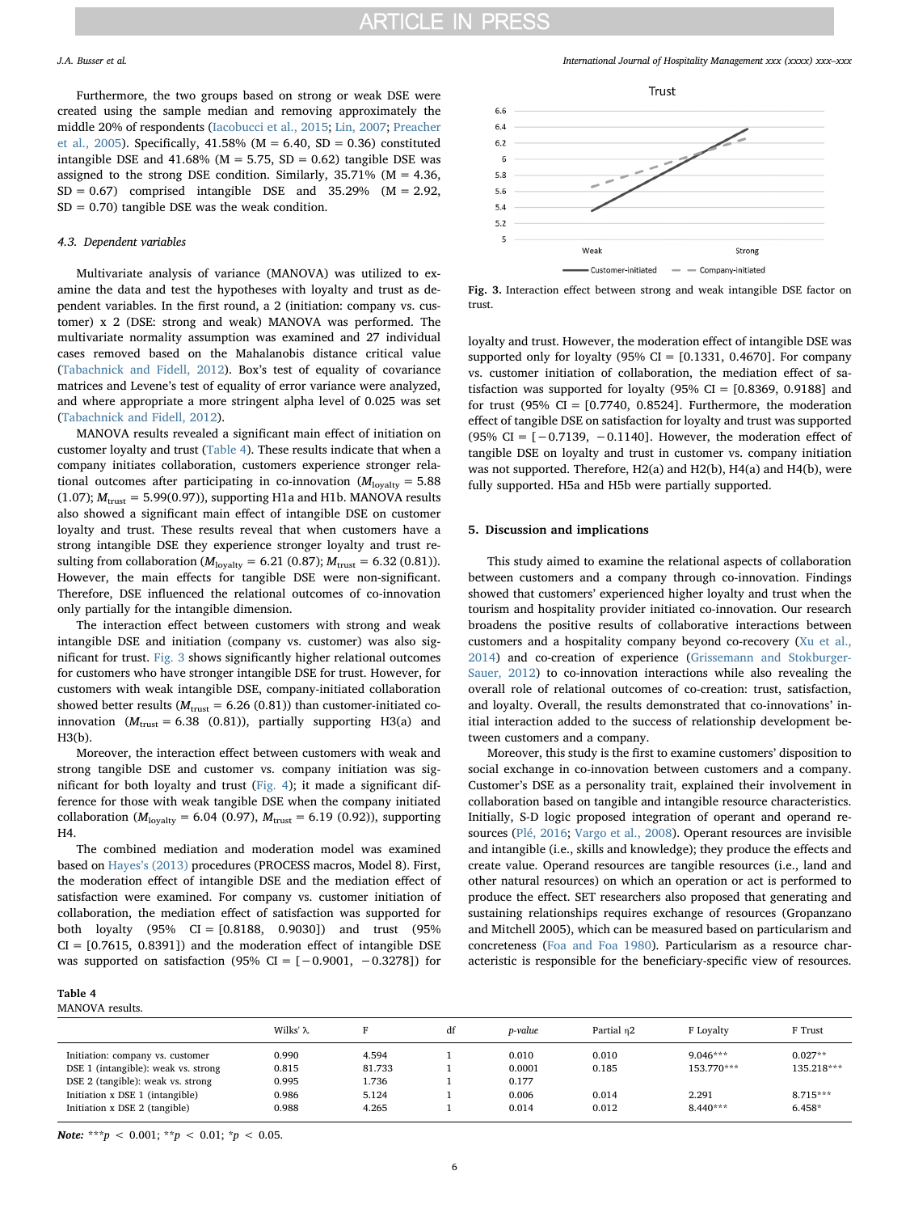Furthermore, the two groups based on strong or weak DSE were created using the sample median and removing approximately the middle 20% of respondents (Iacobucci et al., 2015; Lin, 2007; Preacher et al., 2005). Specifically, 41.58% (M = 6.40, SD = 0.36) constituted intangible DSE and 41.68% (M = 5.75, SD = 0.62) tangible DSE was assigned to the strong DSE condition. Similarly, 35.71% (M = 4.36, SD = 0.67) comprised intangible DSE and 35.29% (M = 2.92, SD = 0.70) tangible DSE was the weak condition.

### 4.3. Dependent variables

Multivariate analysis of variance (MANOVA) was utilized to examine the data and test the hypotheses with loyalty and trust as dependent variables. In the first round, a 2 (initiation: company vs. customer) x 2 (DSE: strong and weak) MANOVA was performed. The multivariate normality assumption was examined and 27 individual cases removed based on the Mahalanobis distance critical value (Tabachnick and Fidell, 2012). Box's test of equality of covariance matrices and Levene's test of equality of error variance were analyzed, and where appropriate a more stringent alpha level of 0.025 was set (Tabachnick and Fidell, 2012).

MANOVA results revealed a significant main effect of initiation on customer loyalty and trust (Table 4). These results indicate that when a company initiates collaboration, customers experience stronger relational outcomes after participating in co-innovation ($M_{loyalty}$ = 5.88 (1.07); $M_{trust}$ = 5.99(0.97)), supporting H1a and H1b. MANOVA results also showed a significant main effect of intangible DSE on customer loyalty and trust. These results reveal that when customers have a strong intangible DSE they experience stronger loyalty and trust resulting from collaboration ($M_{loyalty}$ = 6.21 (0.87); $M_{trust}$ = 6.32 (0.81)). However, the main effects for tangible DSE were non-significant. Therefore, DSE influenced the relational outcomes of co-innovation only partially for the intangible dimension.

The interaction effect between customers with strong and weak intangible DSE and initiation (company vs. customer) was also significant for trust. Fig. 3 shows significantly higher relational outcomes for customers who have stronger intangible DSE for trust. However, for customers with weak intangible DSE, company-initiated collaboration showed better results ($M_{trust}$ = 6.26 (0.81)) than customer-initiated co-innovation ($M_{trust}$ = 6.38 (0.81)), partially supporting H3(a) and H3(b).

Moreover, the interaction effect between customers with weak and strong tangible DSE and customer vs. company initiation was significant for both loyalty and trust (Fig. 4); it made a significant difference for those with weak tangible DSE when the company initiated collaboration ($M_{loyalty}$ = 6.04 (0.97), $M_{trust}$ = 6.19 (0.92)), supporting H4.

The combined mediation and moderation model was examined based on Hayes's (2013) procedures (PROCESS macros, Model 8). First, the moderation effect of intangible DSE and the mediation effect of satisfaction were examined. For company vs. customer initiation of collaboration, the mediation effect of satisfaction was supported for both loyalty (95% CI = [0.8188, 0.9030]) and trust (95% CI = [0.7615, 0.8391]) and the moderation effect of intangible DSE was supported on satisfaction (95% CI = [−0.9001, −0.3278]) for loyalty and trust. However, the moderation effect of intangible DSE was supported only for loyalty (95% CI = [0.1331, 0.4670]. For company vs. customer initiation of collaboration, the mediation effect of satisfaction was supported for loyalty (95% CI = [0.8369, 0.9188] and for trust (95% CI = [0.7740, 0.8524]. Furthermore, the moderation effect of tangible DSE on satisfaction for loyalty and trust was supported (95% CI = [−0.7139, −0.1140]. However, the moderation effect of tangible DSE on loyalty and trust in customer vs. company initiation was not supported. Therefore, H2(a) and H2(b), H4(a) and H4(b), were fully supported. H5a and H5b were partially supported.

Fig. 3. Interaction effect between strong and weak intangible DSE factor on trust.

## 5. Discussion and implications

This study aimed to examine the relational aspects of collaboration between customers and a company through co-innovation. Findings showed that customers' experienced higher loyalty and trust when the tourism and hospitality provider initiated co-innovation. Our research broadens the positive results of collaborative interactions between customers and a hospitality company beyond co-recovery (Xu et al., 2014) and co-creation of experience (Grissemann and Stokburger-Sauer, 2012) to co-innovation interactions while also revealing the overall role of relational outcomes of co-creation: trust, satisfaction, and loyalty. Overall, the results demonstrated that co-innovations' initial interaction added to the success of relationship development between customers and a company.

Moreover, this study is the first to examine customers' disposition to social exchange in co-innovation between customers and a company. Customer's DSE as a personality trait, explained their involvement in collaboration based on tangible and intangible resource characteristics. Initially, S-D logic proposed integration of operant and operand resources (Plé, 2016; Vargo et al., 2008). Operant resources are invisible and intangible (i.e., skills and knowledge); they produce the effects and create value. Operand resources are tangible resources (i.e., land and other natural resources) on which an operation or act is performed to produce the effect. SET researchers also proposed that generating and sustaining relationships requires exchange of resources (Gropanzano and Mitchell 2005), which can be measured based on particularism and concreteness (Foa and Foa 1980). Particularism as a resource characteristic is responsible for the beneficiary-specific view of resources.

**Table 4**
MANOVA results.

| | Wilks' λ | F | df | *p-value* | Partial η2 | F Loyalty | F Trust |
|---|---|---|---|---|---|---|---|
| Initiation: company vs. customer | 0.990 | 4.594 | 1 | 0.010 | 0.010 | 9.046*** | 0.027** |
| DSE 1 (intangible): weak vs. strong | 0.815 | 81.733 | 1 | 0.0001 | 0.185 | 153.770*** | 135.218*** |
| DSE 2 (tangible): weak vs. strong | 0.995 | 1.736 | 1 | 0.177 | | | |
| Initiation x DSE 1 (intangible) | 0.986 | 5.124 | 1 | 0.006 | 0.014 | 2.291 | 8.715*** |
| Initiation x DSE 2 (tangible) | 0.988 | 4.265 | 1 | 0.014 | 0.012 | 8.440*** | 6.458* |

***Note:*** ***$p$ < 0.001; **$p$ < 0.01; *$p$ < 0.05.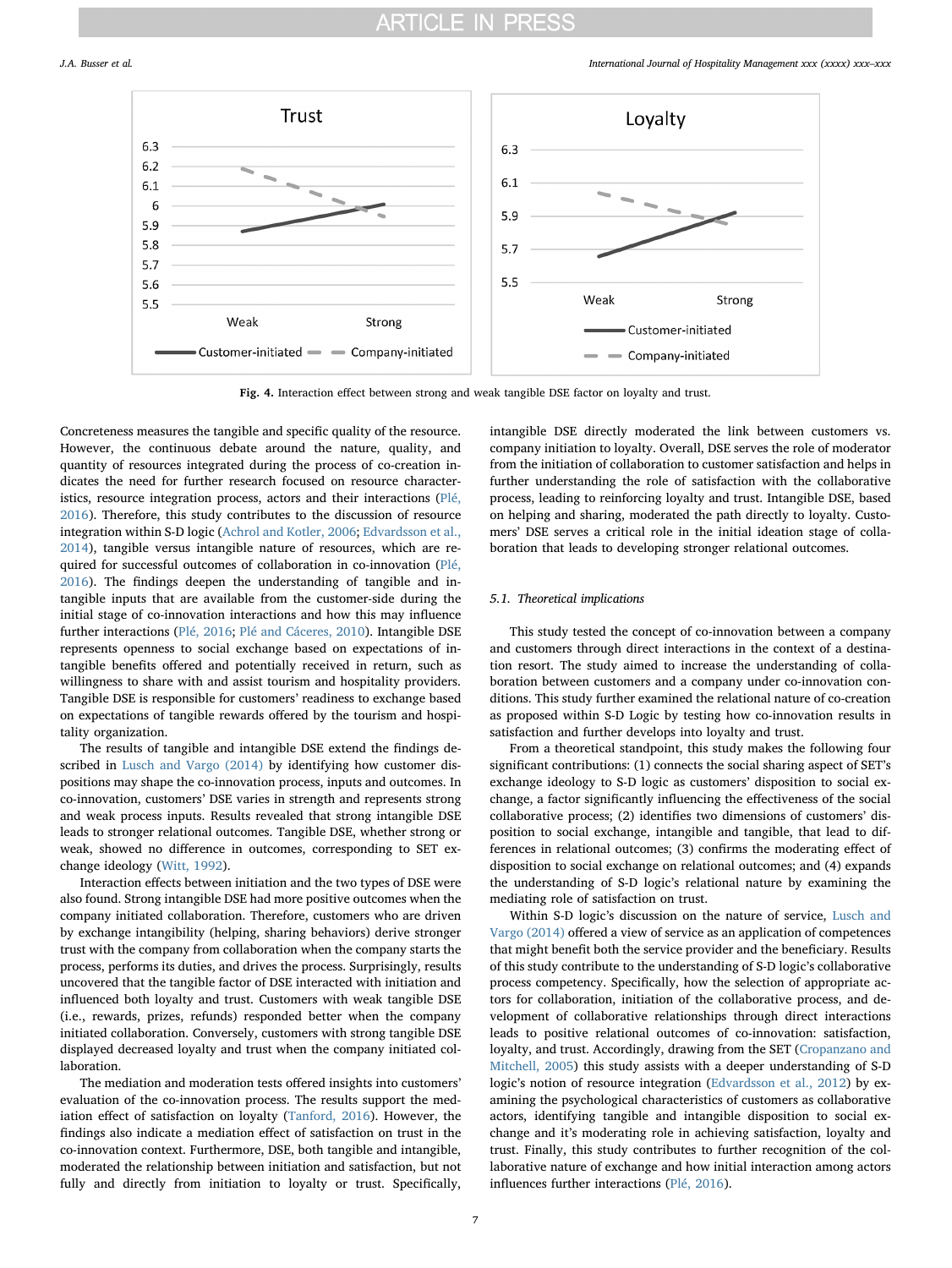Fig. 4. Interaction effect between strong and weak tangible DSE factor on loyalty and trust.

Concreteness measures the tangible and specific quality of the resource. However, the continuous debate around the nature, quality, and quantity of resources integrated during the process of co-creation indicates the need for further research focused on resource characteristics, resource integration process, actors and their interactions (Plé, 2016). Therefore, this study contributes to the discussion of resource integration within S-D logic (Achrol and Kotler, 2006; Edvardsson et al., 2014), tangible versus intangible nature of resources, which are required for successful outcomes of collaboration in co-innovation (Plé, 2016). The findings deepen the understanding of tangible and intangible inputs that are available from the customer-side during the initial stage of co-innovation interactions and how this may influence further interactions (Plé, 2016; Plé and Cáceres, 2010). Intangible DSE represents openness to social exchange based on expectations of intangible benefits offered and potentially received in return, such as willingness to share with and assist tourism and hospitality providers. Tangible DSE is responsible for customers' readiness to exchange based on expectations of tangible rewards offered by the tourism and hospitality organization.

The results of tangible and intangible DSE extend the findings described in Lusch and Vargo (2014) by identifying how customer dispositions may shape the co-innovation process, inputs and outcomes. In co-innovation, customers' DSE varies in strength and represents strong and weak process inputs. Results revealed that strong intangible DSE leads to stronger relational outcomes. Tangible DSE, whether strong or weak, showed no difference in outcomes, corresponding to SET exchange ideology (Witt, 1992).

Interaction effects between initiation and the two types of DSE were also found. Strong intangible DSE had more positive outcomes when the company initiated collaboration. Therefore, customers who are driven by exchange intangibility (helping, sharing behaviors) derive stronger trust with the company from collaboration when the company starts the process, performs its duties, and drives the process. Surprisingly, results uncovered that the tangible factor of DSE interacted with initiation and influenced both loyalty and trust. Customers with weak tangible DSE (i.e., rewards, prizes, refunds) responded better when the company initiated collaboration. Conversely, customers with strong tangible DSE displayed decreased loyalty and trust when the company initiated collaboration.

The mediation and moderation tests offered insights into customers' evaluation of the co-innovation process. The results support the mediation effect of satisfaction on loyalty (Tanford, 2016). However, the findings also indicate a mediation effect of satisfaction on trust in the co-innovation context. Furthermore, DSE, both tangible and intangible, moderated the relationship between initiation and satisfaction, but not fully and directly from initiation to loyalty or trust. Specifically, intangible DSE directly moderated the link between customers vs. company initiation to loyalty. Overall, DSE serves the role of moderator from the initiation of collaboration to customer satisfaction and helps in further understanding the role of satisfaction with the collaborative process, leading to reinforcing loyalty and trust. Intangible DSE, based on helping and sharing, moderated the path directly to loyalty. Customers' DSE serves a critical role in the initial ideation stage of collaboration that leads to developing stronger relational outcomes.

### 5.1. Theoretical implications

This study tested the concept of co-innovation between a company and customers through direct interactions in the context of a destination resort. The study aimed to increase the understanding of collaboration between customers and a company under co-innovation conditions. This study further examined the relational nature of co-creation as proposed within S-D Logic by testing how co-innovation results in satisfaction and further develops into loyalty and trust.

From a theoretical standpoint, this study makes the following four significant contributions: (1) connects the social sharing aspect of SET's exchange ideology to S-D logic as customers' disposition to social exchange, a factor significantly influencing the effectiveness of the social collaborative process; (2) identifies two dimensions of customers' disposition to social exchange, intangible and tangible, that lead to differences in relational outcomes; (3) confirms the moderating effect of disposition to social exchange on relational outcomes; and (4) expands the understanding of S-D logic's relational nature by examining the mediating role of satisfaction on trust.

Within S-D logic's discussion on the nature of service, Lusch and Vargo (2014) offered a view of service as an application of competences that might benefit both the service provider and the beneficiary. Results of this study contribute to the understanding of S-D logic's collaborative process competency. Specifically, how the selection of appropriate actors for collaboration, initiation of the collaborative process, and development of collaborative relationships through direct interactions leads to positive relational outcomes of co-innovation: satisfaction, loyalty, and trust. Accordingly, drawing from the SET (Cropanzano and Mitchell, 2005) this study assists with a deeper understanding of S-D logic's notion of resource integration (Edvardsson et al., 2012) by examining the psychological characteristics of customers as collaborative actors, identifying tangible and intangible disposition to social exchange and it's moderating role in achieving satisfaction, loyalty and trust. Finally, this study contributes to further recognition of the collaborative nature of exchange and how initial interaction among actors influences further interactions (Plé, 2016).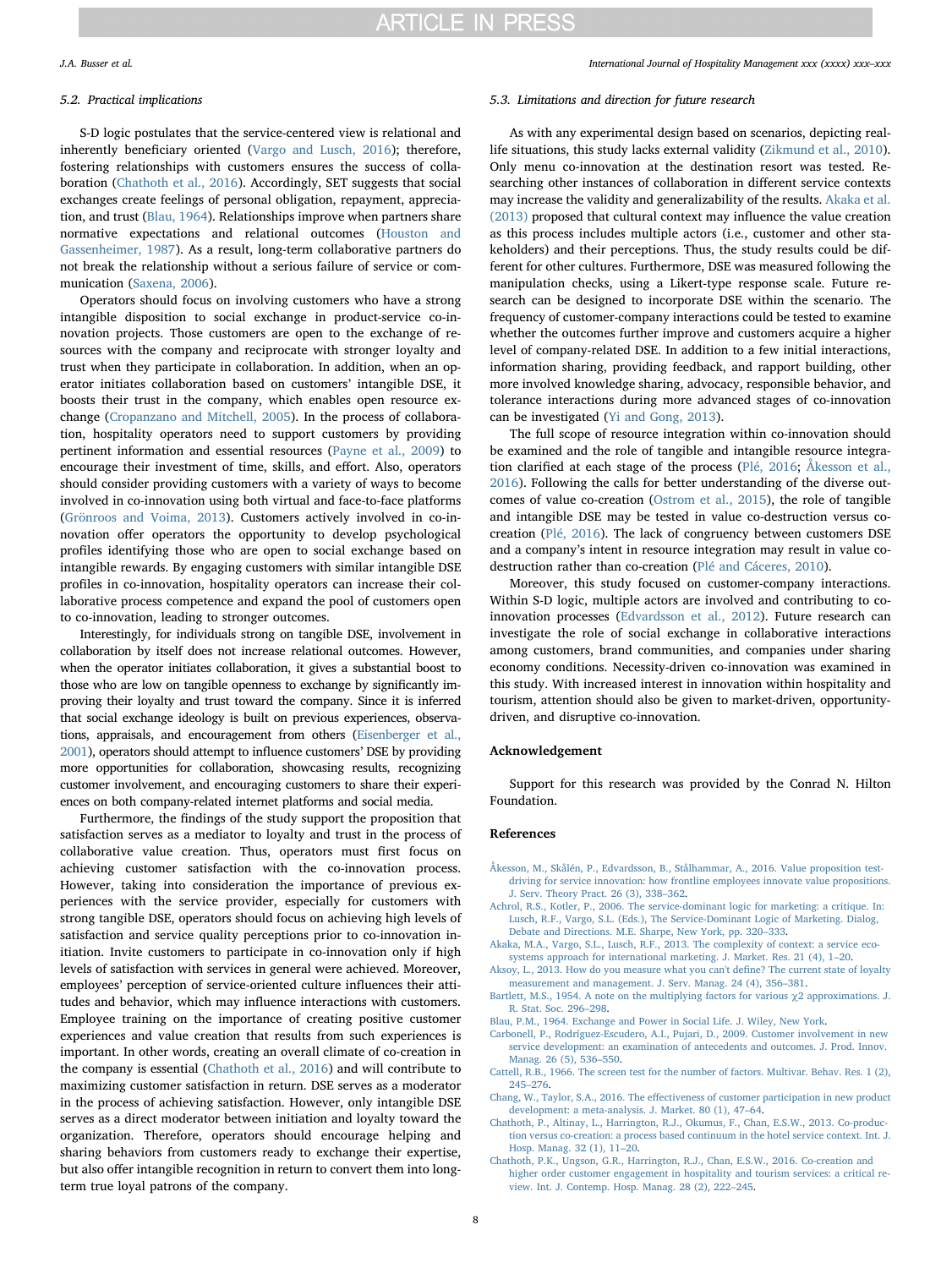### 5.2. Practical implications

S-D logic postulates that the service-centered view is relational and inherently beneficiary oriented (Vargo and Lusch, 2016); therefore, fostering relationships with customers ensures the success of collaboration (Chathoth et al., 2016). Accordingly, SET suggests that social exchanges create feelings of personal obligation, repayment, appreciation, and trust (Blau, 1964). Relationships improve when partners share normative expectations and relational outcomes (Houston and Gassenheimer, 1987). As a result, long-term collaborative partners do not break the relationship without a serious failure of service or communication (Saxena, 2006).

Operators should focus on involving customers who have a strong intangible disposition to social exchange in product-service co-innovation projects. Those customers are open to the exchange of resources with the company and reciprocate with stronger loyalty and trust when they participate in collaboration. In addition, when an operator initiates collaboration based on customers' intangible DSE, it boosts their trust in the company, which enables open resource exchange (Cropanzano and Mitchell, 2005). In the process of collaboration, hospitality operators need to support customers by providing pertinent information and essential resources (Payne et al., 2009) to encourage their investment of time, skills, and effort. Also, operators should consider providing customers with a variety of ways to become involved in co-innovation using both virtual and face-to-face platforms (Grönroos and Voima, 2013). Customers actively involved in co-innovation offer operators the opportunity to develop psychological profiles identifying those who are open to social exchange based on intangible rewards. By engaging customers with similar intangible DSE profiles in co-innovation, hospitality operators can increase their collaborative process competence and expand the pool of customers open to co-innovation, leading to stronger outcomes.

Interestingly, for individuals strong on tangible DSE, involvement in collaboration by itself does not increase relational outcomes. However, when the operator initiates collaboration, it gives a substantial boost to those who are low on tangible openness to exchange by significantly improving their loyalty and trust toward the company. Since it is inferred that social exchange ideology is built on previous experiences, observations, appraisals, and encouragement from others (Eisenberger et al., 2001), operators should attempt to influence customers' DSE by providing more opportunities for collaboration, showcasing results, recognizing customer involvement, and encouraging customers to share their experiences on both company-related internet platforms and social media.

Furthermore, the findings of the study support the proposition that satisfaction serves as a mediator to loyalty and trust in the process of collaborative value creation. Thus, operators must first focus on achieving customer satisfaction with the co-innovation process. However, taking into consideration the importance of previous experiences with the service provider, especially for customers with strong tangible DSE, operators should focus on achieving high levels of satisfaction and service quality perceptions prior to co-innovation initiation. Invite customers to participate in co-innovation only if high levels of satisfaction with services in general were achieved. Moreover, employees' perception of service-oriented culture influences their attitudes and behavior, which may influence interactions with customers. Employee training on the importance of creating positive customer experiences and value creation that results from such experiences is important. In other words, creating an overall climate of co-creation in the company is essential (Chathoth et al., 2016) and will contribute to maximizing customer satisfaction in return. DSE serves as a moderator in the process of achieving satisfaction. However, only intangible DSE serves as a direct moderator between initiation and loyalty toward the organization. Therefore, operators should encourage helping and sharing behaviors from customers ready to exchange their expertise, but also offer intangible recognition in return to convert them into long-term true loyal patrons of the company.

### 5.3. Limitations and direction for future research

As with any experimental design based on scenarios, depicting real-life situations, this study lacks external validity (Zikmund et al., 2010). Only menu co-innovation at the destination resort was tested. Researching other instances of collaboration in different service contexts may increase the validity and generalizability of the results. Akaka et al. (2013) proposed that cultural context may influence the value creation as this process includes multiple actors (i.e., customer and other stakeholders) and their perceptions. Thus, the study results could be different for other cultures. Furthermore, DSE was measured following the manipulation checks, using a Likert-type response scale. Future research can be designed to incorporate DSE within the scenario. The frequency of customer-company interactions could be tested to examine whether the outcomes further improve and customers acquire a higher level of company-related DSE. In addition to a few initial interactions, information sharing, providing feedback, and rapport building, other more involved knowledge sharing, advocacy, responsible behavior, and tolerance interactions during more advanced stages of co-innovation can be investigated (Yi and Gong, 2013).

The full scope of resource integration within co-innovation should be examined and the role of tangible and intangible resource integration clarified at each stage of the process (Plé, 2016; Åkesson et al., 2016). Following the calls for better understanding of the diverse outcomes of value co-creation (Ostrom et al., 2015), the role of tangible and intangible DSE may be tested in value co-destruction versus co-creation (Plé, 2016). The lack of congruency between customers DSE and a company's intent in resource integration may result in value co-destruction rather than co-creation (Plé and Cáceres, 2010).

Moreover, this study focused on customer-company interactions. Within S-D logic, multiple actors are involved and contributing to co-innovation processes (Edvardsson et al., 2012). Future research can investigate the role of social exchange in collaborative interactions among customers, brand communities, and companies under sharing economy conditions. Necessity-driven co-innovation was examined in this study. With increased interest in innovation within hospitality and tourism, attention should also be given to market-driven, opportunity-driven, and disruptive co-innovation.

## Acknowledgement

Support for this research was provided by the Conrad N. Hilton Foundation.

## References

Åkesson, M., Skålén, P., Edvardsson, B., Stålhammar, A., 2016. Value proposition test-driving for service innovation: how frontline employees innovate value propositions. J. Serv. Theory Pract. 26 (3), 338–362.

Achrol, R.S., Kotler, P., 2006. The service-dominant logic for marketing: a critique. In: Lusch, R.F., Vargo, S.L. (Eds.), The Service-Dominant Logic of Marketing. Dialog, Debate and Directions. M.E. Sharpe, New York, pp. 320–333.

Akaka, M.A., Vargo, S.L., Lusch, R.F., 2013. The complexity of context: a service ecosystems approach for international marketing. J. Market. Res. 21 (4), 1–20.

Aksoy, L., 2013. How do you measure what you can't define? The current state of loyalty measurement and management. J. Serv. Manag. 24 (4), 356–381.

Bartlett, M.S., 1954. A note on the multiplying factors for various $\chi^2$ approximations. J. R. Stat. Soc. 296–298.

Blau, P.M., 1964. Exchange and Power in Social Life. J. Wiley, New York.

Carbonell, P., Rodríguez-Escudero, A.I., Pujari, D., 2009. Customer involvement in new service development: an examination of antecedents and outcomes. J. Prod. Innov. Manag. 26 (5), 536–550.

Cattell, R.B., 1966. The screen test for the number of factors. Multivar. Behav. Res. 1 (2), 245–276.

Chang, W., Taylor, S.A., 2016. The effectiveness of customer participation in new product development: a meta-analysis. J. Market. 80 (1), 47–64.

Chathoth, P., Altinay, L., Harrington, R.J., Okumus, F., Chan, E.S.W., 2013. Co-production versus co-creation: a process based continuum in the hotel service context. Int. J. Hosp. Manag. 32 (1), 11–20.

Chathoth, P.K., Ungson, G.R., Harrington, R.J., Chan, E.S.W., 2016. Co-creation and higher order customer engagement in hospitality and tourism services: a critical review. Int. J. Contemp. Hosp. Manag. 28 (2), 222–245.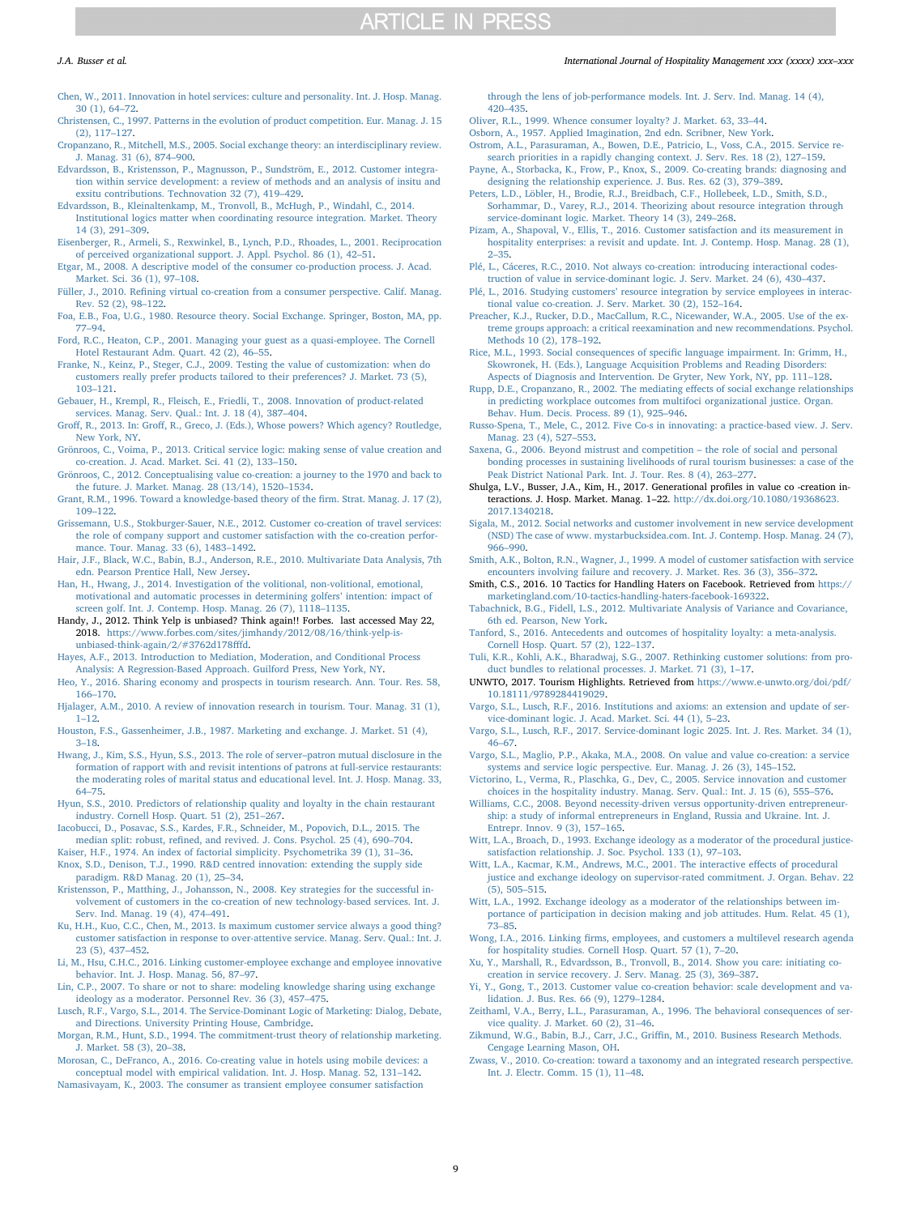Chen, W., 2011. Innovation in hotel services: culture and personality. Int. J. Hosp. Manag. 30 (1), 64–72.

Christensen, C., 1997. Patterns in the evolution of product competition. Eur. Manag. J. 15 (2), 117–127.

Cropanzano, R., Mitchell, M.S., 2005. Social exchange theory: an interdisciplinary review. J. Manag. 31 (6), 874–900.

Edvardsson, B., Kristensson, P., Magnusson, P., Sundström, E., 2012. Customer integration within service development: a review of methods and an analysis of insitu and exsitu contributions. Technovation 32 (7), 419–429.

Edvardsson, B., Kleinaltenkamp, M., Tronvoll, B., McHugh, P., Windahl, C., 2014. Institutional logics matter when coordinating resource integration. Market. Theory 14 (3), 291–309.

Eisenberger, R., Armeli, S., Rexwinkel, B., Lynch, P.D., Rhoades, L., 2001. Reciprocation of perceived organizational support. J. Appl. Psychol. 86 (1), 42–51.

Etgar, M., 2008. A descriptive model of the consumer co-production process. J. Acad. Market. Sci. 36 (1), 97–108.

Füller, J., 2010. Refining virtual co-creation from a consumer perspective. Calif. Manag. Rev. 52 (2), 98–122.

Foa, E.B., Foa, U.G., 1980. Resource theory. Social Exchange. Springer, Boston, MA, pp. 77–94.

Ford, R.C., Heaton, C.P., 2001. Managing your guest as a quasi-employee. The Cornell Hotel Restaurant Adm. Quart. 42 (2), 46–55.

Franke, N., Keinz, P., Steger, C.J., 2009. Testing the value of customization: when do customers really prefer products tailored to their preferences? J. Market. 73 (5), 103–121.

Gebauer, H., Krempl, R., Fleisch, E., Friedli, T., 2008. Innovation of product-related services. Manag. Serv. Qual.: Int. J. 18 (4), 387–404.

Groff, R., 2013. In: Groff, R., Greco, J. (Eds.), Whose powers? Which agency? Routledge, New York, NY.

Grönroos, C., Voima, P., 2013. Critical service logic: making sense of value creation and co-creation. J. Acad. Market. Sci. 41 (2), 133–150.

Grönroos, C., 2012. Conceptualising value co-creation: a journey to the 1970 and back to the future. J. Market. Manag. 28 (13/14), 1520–1534.

Grant, R.M., 1996. Toward a knowledge-based theory of the firm. Strat. Manag. J. 17 (2), 109–122.

Grissemann, U.S., Stokburger-Sauer, N.E., 2012. Customer co-creation of travel services: the role of company support and customer satisfaction with the co-creation performance. Tour. Manag. 33 (6), 1483–1492.

Hair, J.F., Black, W.C., Babin, B.J., Anderson, R.E., 2010. Multivariate Data Analysis, 7th edn. Pearson Prentice Hall, New Jersey.

Han, H., Hwang, J., 2014. Investigation of the volitional, non-volitional, emotional, motivational and automatic processes in determining golfers' intention: impact of screen golf. Int. J. Contemp. Hosp. Manag. 26 (7), 1118–1135.

Handy, J., 2012. Think Yelp is unbiased? Think again!! Forbes. last accessed May 22, 2018. https://www.forbes.com/sites/jimhandy/2012/08/16/think-yelp-is-unbiased-think-again/2/#3762d178fffd.

Hayes, A.F., 2013. Introduction to Mediation, Moderation, and Conditional Process Analysis: A Regression-Based Approach. Guilford Press, New York, NY.

Heo, Y., 2016. Sharing economy and prospects in tourism research. Ann. Tour. Res. 58, 166–170.

Hjalager, A.M., 2010. A review of innovation research in tourism. Tour. Manag. 31 (1), 1–12.

Houston, F.S., Gassenheimer, J.B., 1987. Marketing and exchange. J. Market. 51 (4), 3–18.

Hwang, J., Kim, S.S., Hyun, S.S., 2013. The role of server–patron mutual disclosure in the formation of rapport with and revisit intentions of patrons at full-service restaurants: the moderating roles of marital status and educational level. Int. J. Hosp. Manag. 33, 64–75.

Hyun, S.S., 2010. Predictors of relationship quality and loyalty in the chain restaurant industry. Cornell Hosp. Quart. 51 (2), 251–267.

Iacobucci, D., Posavac, S.S., Kardes, F.R., Schneider, M., Popovich, D.L., 2015. The median split: robust, refined, and revived. J. Cons. Psychol. 25 (4), 690–704.

Kaiser, H.F., 1974. An index of factorial simplicity. Psychometrika 39 (1), 31–36.

Knox, S.D., Denison, T.J., 1990. R&D centred innovation: extending the supply side paradigm. R&D Manag. 20 (1), 25–34.

Kristensson, P., Matthing, J., Johansson, N., 2008. Key strategies for the successful involvement of customers in the co-creation of new technology-based services. Int. J. Serv. Ind. Manag. 19 (4), 474–491.

Ku, H.H., Kuo, C.C., Chen, M., 2013. Is maximum customer service always a good thing? customer satisfaction in response to over-attentive service. Manag. Serv. Qual.: Int. J. 23 (5), 437–452.

Li, M., Hsu, C.H.C., 2016. Linking customer-employee exchange and employee innovative behavior. Int. J. Hosp. Manag. 56, 87–97.

Lin, C.P., 2007. To share or not to share: modeling knowledge sharing using exchange ideology as a moderator. Personnel Rev. 36 (3), 457–475.

Lusch, R.F., Vargo, S.L., 2014. The Service-Dominant Logic of Marketing: Dialog, Debate, and Directions. University Printing House, Cambridge.

Morgan, R.M., Hunt, S.D., 1994. The commitment-trust theory of relationship marketing. J. Market. 58 (3), 20–38.

Morosan, C., DeFranco, A., 2016. Co-creating value in hotels using mobile devices: a conceptual model with empirical validation. Int. J. Hosp. Manag. 52, 131–142.

Namasivayam, K., 2003. The consumer as transient employee consumer satisfaction through the lens of job-performance models. Int. J. Serv. Ind. Manag. 14 (4), 420–435.

Oliver, R.L., 1999. Whence consumer loyalty? J. Market. 63, 33–44.

Osborn, A., 1957. Applied Imagination, 2nd edn. Scribner, New York.

Ostrom, A.L., Parasuraman, A., Bowen, D.E., Patricio, L., Voss, C.A., 2015. Service research priorities in a rapidly changing context. J. Serv. Res. 18 (2), 127–159.

Payne, A., Storbacka, K., Frow, P., Knox, S., 2009. Co-creating brands: diagnosing and designing the relationship experience. J. Bus. Res. 62 (3), 379–389.

Peters, L.D., Löbler, H., Brodie, R.J., Breidbach, C.F., Hollebeek, L.D., Smith, S.D., Sorhammar, D., Varey, R.J., 2014. Theorizing about resource integration through service-dominant logic. Market. Theory 14 (3), 249–268.

Pizam, A., Shapoval, V., Ellis, T., 2016. Customer satisfaction and its measurement in hospitality enterprises: a revisit and update. Int. J. Contemp. Hosp. Manag. 28 (1), 2–35.

Plé, L., Cáceres, R.C., 2010. Not always co-creation: introducing interactional codestruction of value in service-dominant logic. J. Serv. Market. 24 (6), 430–437.

Plé, L., 2016. Studying customers' resource integration by service employees in interactional value co-creation. J. Serv. Market. 30 (2), 152–164.

Preacher, K.J., Rucker, D.D., MacCallum, R.C., Nicewander, W.A., 2005. Use of the extreme groups approach: a critical reexamination and new recommendations. Psychol. Methods 10 (2), 178–192.

Rice, M.L., 1993. Social consequences of specific language impairment. In: Grimm, H., Skowronek, H. (Eds.), Language Acquisition Problems and Reading Disorders: Aspects of Diagnosis and Intervention. De Gryter, New York, NY, pp. 111–128.

Rupp, D.E., Cropanzano, R., 2002. The mediating effects of social exchange relationships in predicting workplace outcomes from multifoci organizational justice. Organ. Behav. Hum. Decis. Process. 89 (1), 925–946.

Russo-Spena, T., Mele, C., 2012. Five Co-s in innovating: a practice-based view. J. Serv. Manag. 23 (4), 527–553.

Saxena, G., 2006. Beyond mistrust and competition – the role of social and personal bonding processes in sustaining livelihoods of rural tourism businesses: a case of the Peak District National Park. Int. J. Tour. Res. 8 (4), 263–277.

Shulga, L.V., Busser, J.A., Kim, H., 2017. Generational profiles in value co -creation interactions. J. Hosp. Market. Manag. 1–22. http://dx.doi.org/10.1080/19368623.2017.1340218.

Sigala, M., 2012. Social networks and customer involvement in new service development (NSD) The case of www. mystarbucksidea.com. Int. J. Contemp. Hosp. Manag. 24 (7), 966–990.

Smith, A.K., Bolton, R.N., Wagner, J., 1999. A model of customer satisfaction with service encounters involving failure and recovery. J. Market. Res. 36 (3), 356–372.

Smith, C.S., 2016. 10 Tactics for Handling Haters on Facebook. Retrieved from https://marketingland.com/10-tactics-handling-haters-facebook-169322.

Tabachnick, B.G., Fidell, L.S., 2012. Multivariate Analysis of Variance and Covariance, 6th ed. Pearson, New York.

Tanford, S., 2016. Antecedents and outcomes of hospitality loyalty: a meta-analysis. Cornell Hosp. Quart. 57 (2), 122–137.

Tuli, K.R., Kohli, A.K., Bharadwaj, S.G., 2007. Rethinking customer solutions: from product bundles to relational processes. J. Market. 71 (3), 1–17.

UNWTO, 2017. Tourism Highlights. Retrieved from https://www.e-unwto.org/doi/pdf/10.18111/9789284419029.

Vargo, S.L., Lusch, R.F., 2016. Institutions and axioms: an extension and update of service-dominant logic. J. Acad. Market. Sci. 44 (1), 5–23.

Vargo, S.L., Lusch, R.F., 2017. Service-dominant logic 2025. Int. J. Res. Market. 34 (1), 46–67.

Vargo, S.L., Maglio, P.P., Akaka, M.A., 2008. On value and value co-creation: a service systems and service logic perspective. Eur. Manag. J. 26 (3), 145–152.

Victorino, L., Verma, R., Plaschka, G., Dev, C., 2005. Service innovation and customer choices in the hospitality industry. Manag. Serv. Qual.: Int. J. 15 (6), 555–576.

Williams, C.C., 2008. Beyond necessity-driven versus opportunity-driven entrepreneurship: a study of informal entrepreneurs in England, Russia and Ukraine. Int. J. Entrepr. Innov. 9 (3), 157–165.

Witt, L.A., Broach, D., 1993. Exchange ideology as a moderator of the procedural justice-satisfaction relationship. J. Soc. Psychol. 133 (1), 97–103.

Witt, L.A., Kacmar, K.M., Andrews, M.C., 2001. The interactive effects of procedural justice and exchange ideology on supervisor-rated commitment. J. Organ. Behav. 22 (5), 505–515.

Witt, L.A., 1992. Exchange ideology as a moderator of the relationships between importance of participation in decision making and job attitudes. Hum. Relat. 45 (1), 73–85.

Wong, I.A., 2016. Linking firms, employees, and customers a multilevel research agenda for hospitality studies. Cornell Hosp. Quart. 57 (1), 7–20.

Xu, Y., Marshall, R., Edvardsson, B., Tronvoll, B., 2014. Show you care: initiating co-creation in service recovery. J. Serv. Manag. 25 (3), 369–387.

Yi, Y., Gong, T., 2013. Customer value co-creation behavior: scale development and validation. J. Bus. Res. 66 (9), 1279–1284.

Zeithaml, V.A., Berry, L.L., Parasuraman, A., 1996. The behavioral consequences of service quality. J. Market. 60 (2), 31–46.

Zikmund, W.G., Babin, B.J., Carr, J.C., Griffin, M., 2010. Business Research Methods. Cengage Learning Mason, OH.

Zwass, V., 2010. Co-creation: toward a taxonomy and an integrated research perspective. Int. J. Electr. Comm. 15 (1), 11–48.